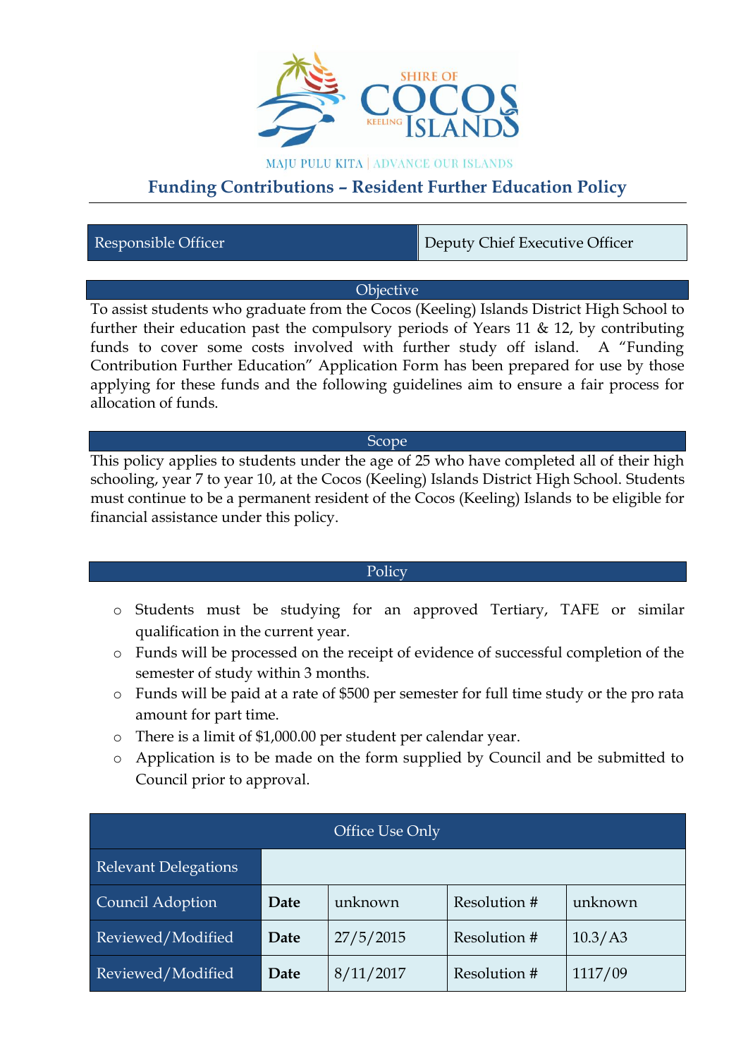SHIRE OF COCOS KEELING ISLANDS

MAJU PULU KITA | ADVANCE OUR ISLANDS

# Funding Contributions – Resident Further Education Policy

| Responsible Officer | Deputy Chief Executive Officer |
|---|---|

## Objective

To assist students who graduate from the Cocos (Keeling) Islands District High School to further their education past the compulsory periods of Years 11 & 12, by contributing funds to cover some costs involved with further study off island. A "Funding Contribution Further Education" Application Form has been prepared for use by those applying for these funds and the following guidelines aim to ensure a fair process for allocation of funds.

## Scope

This policy applies to students under the age of 25 who have completed all of their high schooling, year 7 to year 10, at the Cocos (Keeling) Islands District High School. Students must continue to be a permanent resident of the Cocos (Keeling) Islands to be eligible for financial assistance under this policy.

## Policy

- Students must be studying for an approved Tertiary, TAFE or similar qualification in the current year.
- Funds will be processed on the receipt of evidence of successful completion of the semester of study within 3 months.
- Funds will be paid at a rate of $500 per semester for full time study or the pro rata amount for part time.
- There is a limit of $1,000.00 per student per calendar year.
- Application is to be made on the form supplied by Council and be submitted to Council prior to approval.

| Office Use Only | | | | |
|---|---|---|---|---|
| Relevant Delegations | | | | |
| Council Adoption | **Date** | unknown | Resolution # | unknown |
| Reviewed/Modified | **Date** | 27/5/2015 | Resolution # | 10.3/A3 |
| Reviewed/Modified | **Date** | 8/11/2017 | Resolution # | 1117/09 |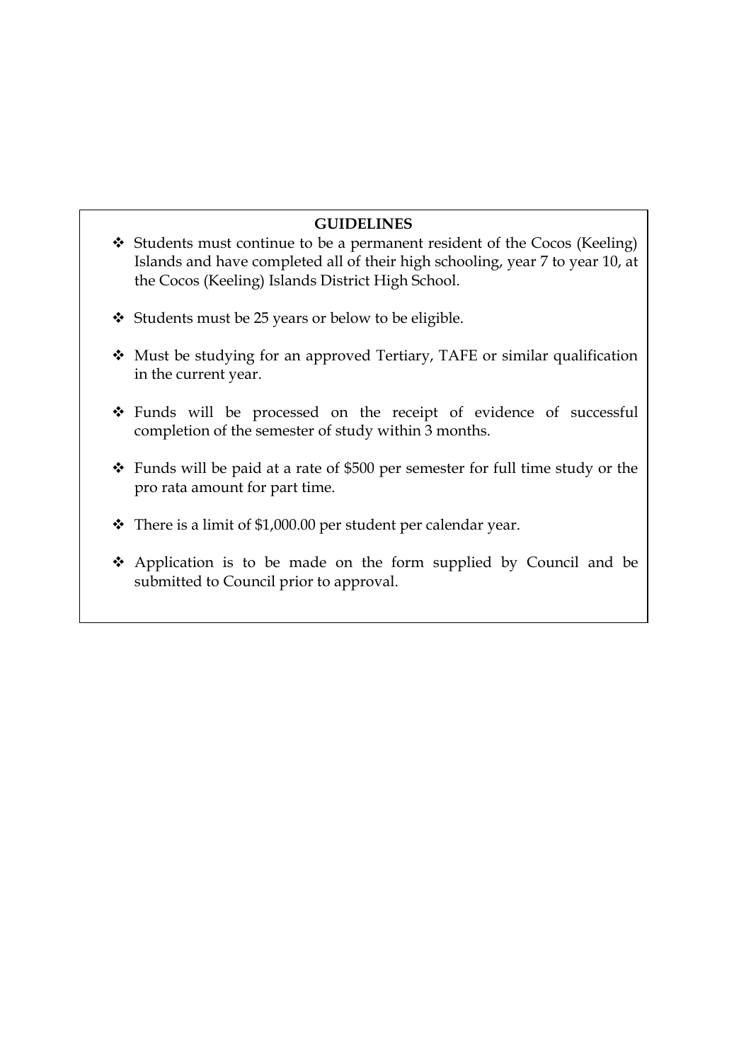**GUIDELINES**

- Students must continue to be a permanent resident of the Cocos (Keeling) Islands and have completed all of their high schooling, year 7 to year 10, at the Cocos (Keeling) Islands District High School.
- Students must be 25 years or below to be eligible.
- Must be studying for an approved Tertiary, TAFE or similar qualification in the current year.
- Funds will be processed on the receipt of evidence of successful completion of the semester of study within 3 months.
- Funds will be paid at a rate of $500 per semester for full time study or the pro rata amount for part time.
- There is a limit of $1,000.00 per student per calendar year.
- Application is to be made on the form supplied by Council and be submitted to Council prior to approval.